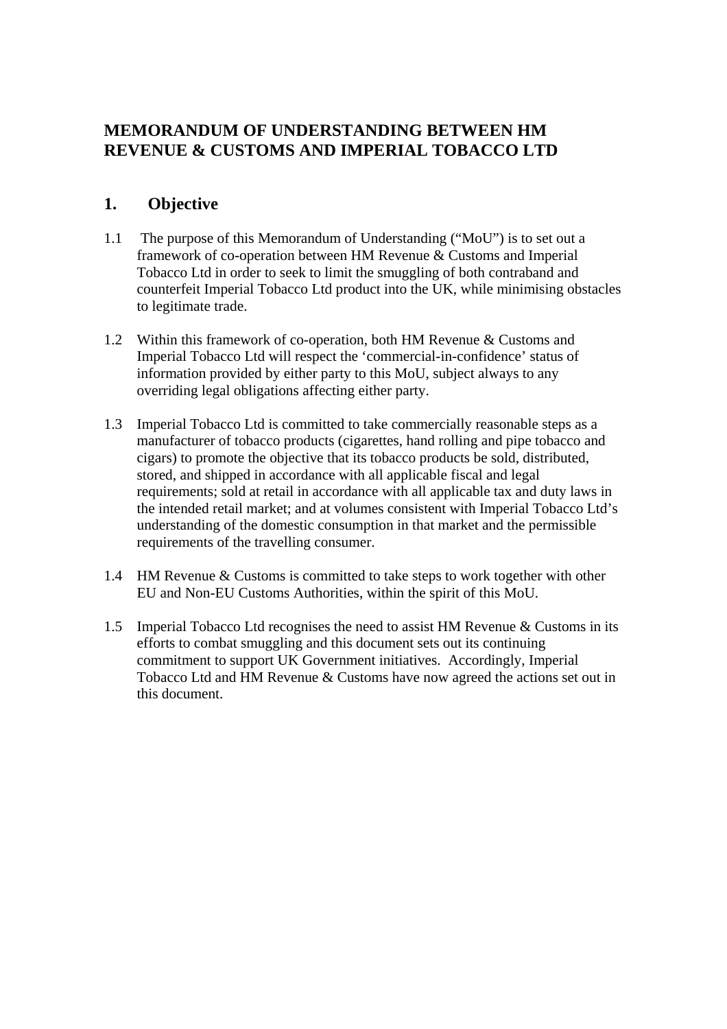# MEMORANDUM OF UNDERSTANDING BETWEEN HM REVENUE & CUSTOMS AND IMPERIAL TOBACCO LTD

## 1. Objective

1.1 The purpose of this Memorandum of Understanding ("MoU") is to set out a framework of co-operation between HM Revenue & Customs and Imperial Tobacco Ltd in order to seek to limit the smuggling of both contraband and counterfeit Imperial Tobacco Ltd product into the UK, while minimising obstacles to legitimate trade.

1.2 Within this framework of co-operation, both HM Revenue & Customs and Imperial Tobacco Ltd will respect the 'commercial-in-confidence' status of information provided by either party to this MoU, subject always to any overriding legal obligations affecting either party.

1.3 Imperial Tobacco Ltd is committed to take commercially reasonable steps as a manufacturer of tobacco products (cigarettes, hand rolling and pipe tobacco and cigars) to promote the objective that its tobacco products be sold, distributed, stored, and shipped in accordance with all applicable fiscal and legal requirements; sold at retail in accordance with all applicable tax and duty laws in the intended retail market; and at volumes consistent with Imperial Tobacco Ltd's understanding of the domestic consumption in that market and the permissible requirements of the travelling consumer.

1.4 HM Revenue & Customs is committed to take steps to work together with other EU and Non-EU Customs Authorities, within the spirit of this MoU.

1.5 Imperial Tobacco Ltd recognises the need to assist HM Revenue & Customs in its efforts to combat smuggling and this document sets out its continuing commitment to support UK Government initiatives. Accordingly, Imperial Tobacco Ltd and HM Revenue & Customs have now agreed the actions set out in this document.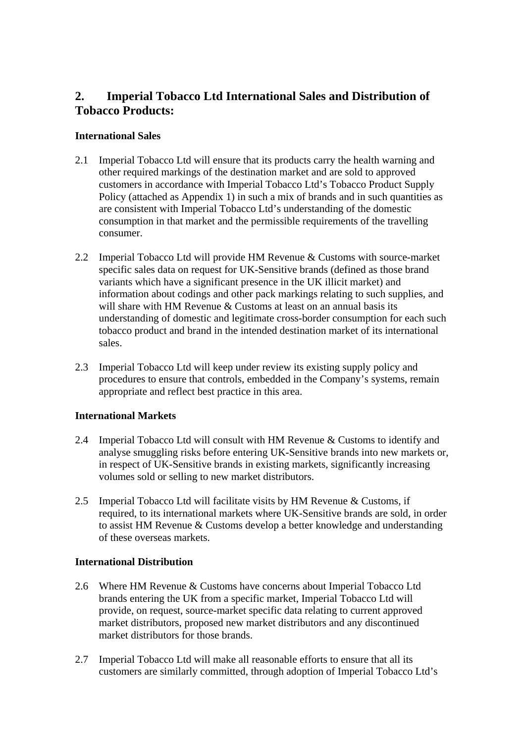## 2. Imperial Tobacco Ltd International Sales and Distribution of Tobacco Products:

### International Sales

2.1 Imperial Tobacco Ltd will ensure that its products carry the health warning and other required markings of the destination market and are sold to approved customers in accordance with Imperial Tobacco Ltd's Tobacco Product Supply Policy (attached as Appendix 1) in such a mix of brands and in such quantities as are consistent with Imperial Tobacco Ltd's understanding of the domestic consumption in that market and the permissible requirements of the travelling consumer.

2.2 Imperial Tobacco Ltd will provide HM Revenue & Customs with source-market specific sales data on request for UK-Sensitive brands (defined as those brand variants which have a significant presence in the UK illicit market) and information about codings and other pack markings relating to such supplies, and will share with HM Revenue & Customs at least on an annual basis its understanding of domestic and legitimate cross-border consumption for each such tobacco product and brand in the intended destination market of its international sales.

2.3 Imperial Tobacco Ltd will keep under review its existing supply policy and procedures to ensure that controls, embedded in the Company's systems, remain appropriate and reflect best practice in this area.

### International Markets

2.4 Imperial Tobacco Ltd will consult with HM Revenue & Customs to identify and analyse smuggling risks before entering UK-Sensitive brands into new markets or, in respect of UK-Sensitive brands in existing markets, significantly increasing volumes sold or selling to new market distributors.

2.5 Imperial Tobacco Ltd will facilitate visits by HM Revenue & Customs, if required, to its international markets where UK-Sensitive brands are sold, in order to assist HM Revenue & Customs develop a better knowledge and understanding of these overseas markets.

### International Distribution

2.6 Where HM Revenue & Customs have concerns about Imperial Tobacco Ltd brands entering the UK from a specific market, Imperial Tobacco Ltd will provide, on request, source-market specific data relating to current approved market distributors, proposed new market distributors and any discontinued market distributors for those brands.

2.7 Imperial Tobacco Ltd will make all reasonable efforts to ensure that all its customers are similarly committed, through adoption of Imperial Tobacco Ltd's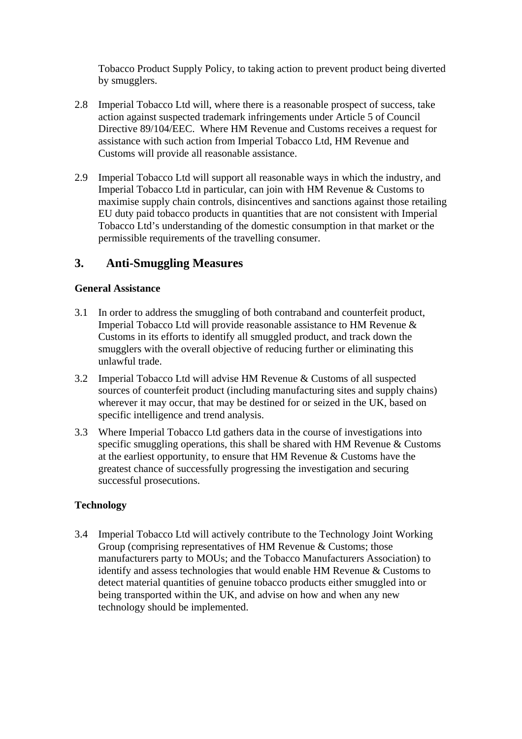Tobacco Product Supply Policy, to taking action to prevent product being diverted by smugglers.

2.8 Imperial Tobacco Ltd will, where there is a reasonable prospect of success, take action against suspected trademark infringements under Article 5 of Council Directive 89/104/EEC. Where HM Revenue and Customs receives a request for assistance with such action from Imperial Tobacco Ltd, HM Revenue and Customs will provide all reasonable assistance.

2.9 Imperial Tobacco Ltd will support all reasonable ways in which the industry, and Imperial Tobacco Ltd in particular, can join with HM Revenue & Customs to maximise supply chain controls, disincentives and sanctions against those retailing EU duty paid tobacco products in quantities that are not consistent with Imperial Tobacco Ltd's understanding of the domestic consumption in that market or the permissible requirements of the travelling consumer.

## 3. Anti-Smuggling Measures

**General Assistance**

3.1 In order to address the smuggling of both contraband and counterfeit product, Imperial Tobacco Ltd will provide reasonable assistance to HM Revenue & Customs in its efforts to identify all smuggled product, and track down the smugglers with the overall objective of reducing further or eliminating this unlawful trade.

3.2 Imperial Tobacco Ltd will advise HM Revenue & Customs of all suspected sources of counterfeit product (including manufacturing sites and supply chains) wherever it may occur, that may be destined for or seized in the UK, based on specific intelligence and trend analysis.

3.3 Where Imperial Tobacco Ltd gathers data in the course of investigations into specific smuggling operations, this shall be shared with HM Revenue & Customs at the earliest opportunity, to ensure that HM Revenue & Customs have the greatest chance of successfully progressing the investigation and securing successful prosecutions.

**Technology**

3.4 Imperial Tobacco Ltd will actively contribute to the Technology Joint Working Group (comprising representatives of HM Revenue & Customs; those manufacturers party to MOUs; and the Tobacco Manufacturers Association) to identify and assess technologies that would enable HM Revenue & Customs to detect material quantities of genuine tobacco products either smuggled into or being transported within the UK, and advise on how and when any new technology should be implemented.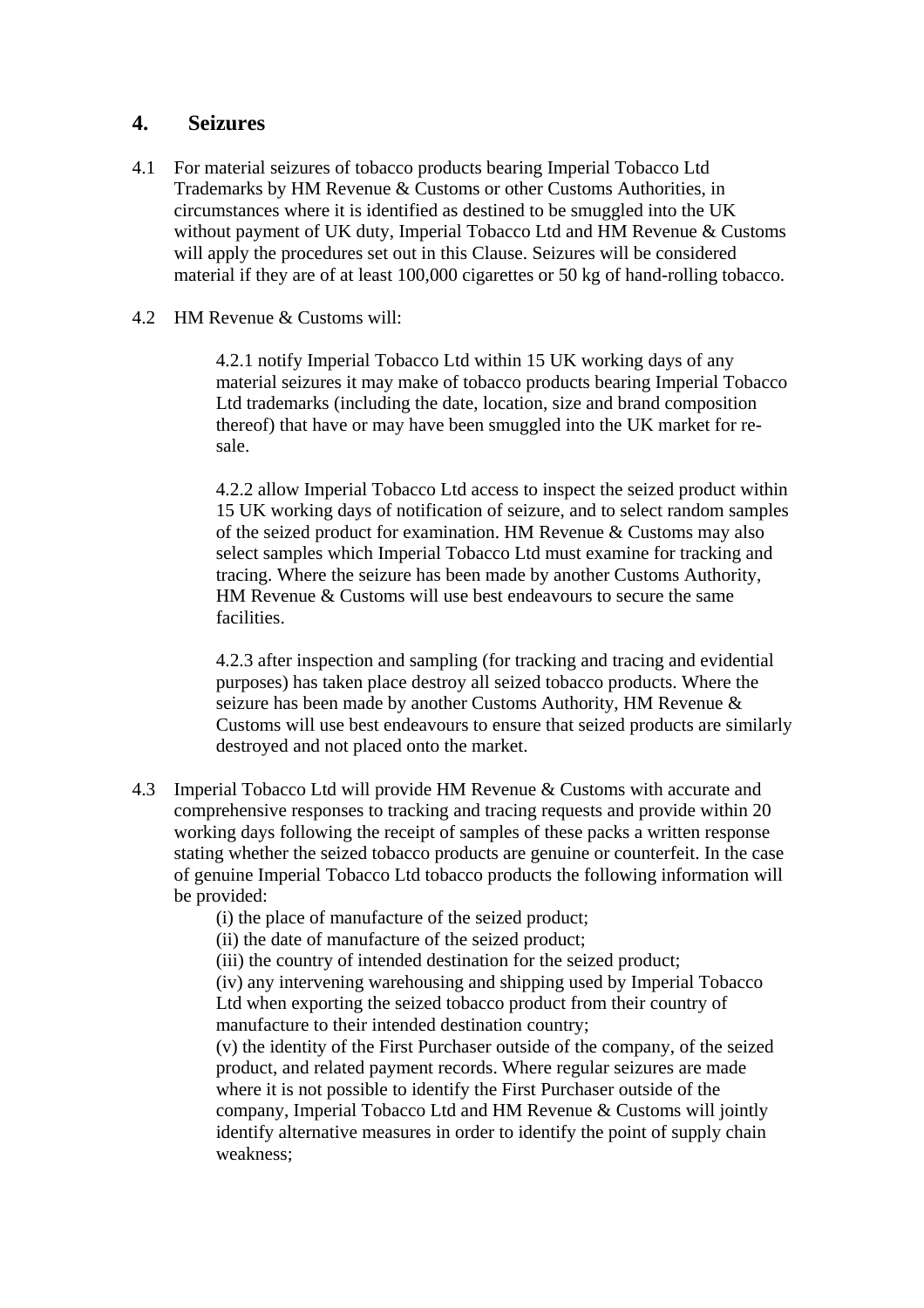## 4. Seizures

4.1 For material seizures of tobacco products bearing Imperial Tobacco Ltd Trademarks by HM Revenue & Customs or other Customs Authorities, in circumstances where it is identified as destined to be smuggled into the UK without payment of UK duty, Imperial Tobacco Ltd and HM Revenue & Customs will apply the procedures set out in this Clause. Seizures will be considered material if they are of at least 100,000 cigarettes or 50 kg of hand-rolling tobacco.

4.2 HM Revenue & Customs will:

> 4.2.1 notify Imperial Tobacco Ltd within 15 UK working days of any material seizures it may make of tobacco products bearing Imperial Tobacco Ltd trademarks (including the date, location, size and brand composition thereof) that have or may have been smuggled into the UK market for re-sale.
>
> 4.2.2 allow Imperial Tobacco Ltd access to inspect the seized product within 15 UK working days of notification of seizure, and to select random samples of the seized product for examination. HM Revenue & Customs may also select samples which Imperial Tobacco Ltd must examine for tracking and tracing. Where the seizure has been made by another Customs Authority, HM Revenue & Customs will use best endeavours to secure the same facilities.
>
> 4.2.3 after inspection and sampling (for tracking and tracing and evidential purposes) has taken place destroy all seized tobacco products. Where the seizure has been made by another Customs Authority, HM Revenue & Customs will use best endeavours to ensure that seized products are similarly destroyed and not placed onto the market.

4.3 Imperial Tobacco Ltd will provide HM Revenue & Customs with accurate and comprehensive responses to tracking and tracing requests and provide within 20 working days following the receipt of samples of these packs a written response stating whether the seized tobacco products are genuine or counterfeit. In the case of genuine Imperial Tobacco Ltd tobacco products the following information will be provided:

> (i) the place of manufacture of the seized product;
> (ii) the date of manufacture of the seized product;
> (iii) the country of intended destination for the seized product;
> (iv) any intervening warehousing and shipping used by Imperial Tobacco Ltd when exporting the seized tobacco product from their country of manufacture to their intended destination country;
> (v) the identity of the First Purchaser outside of the company, of the seized product, and related payment records. Where regular seizures are made where it is not possible to identify the First Purchaser outside of the company, Imperial Tobacco Ltd and HM Revenue & Customs will jointly identify alternative measures in order to identify the point of supply chain weakness;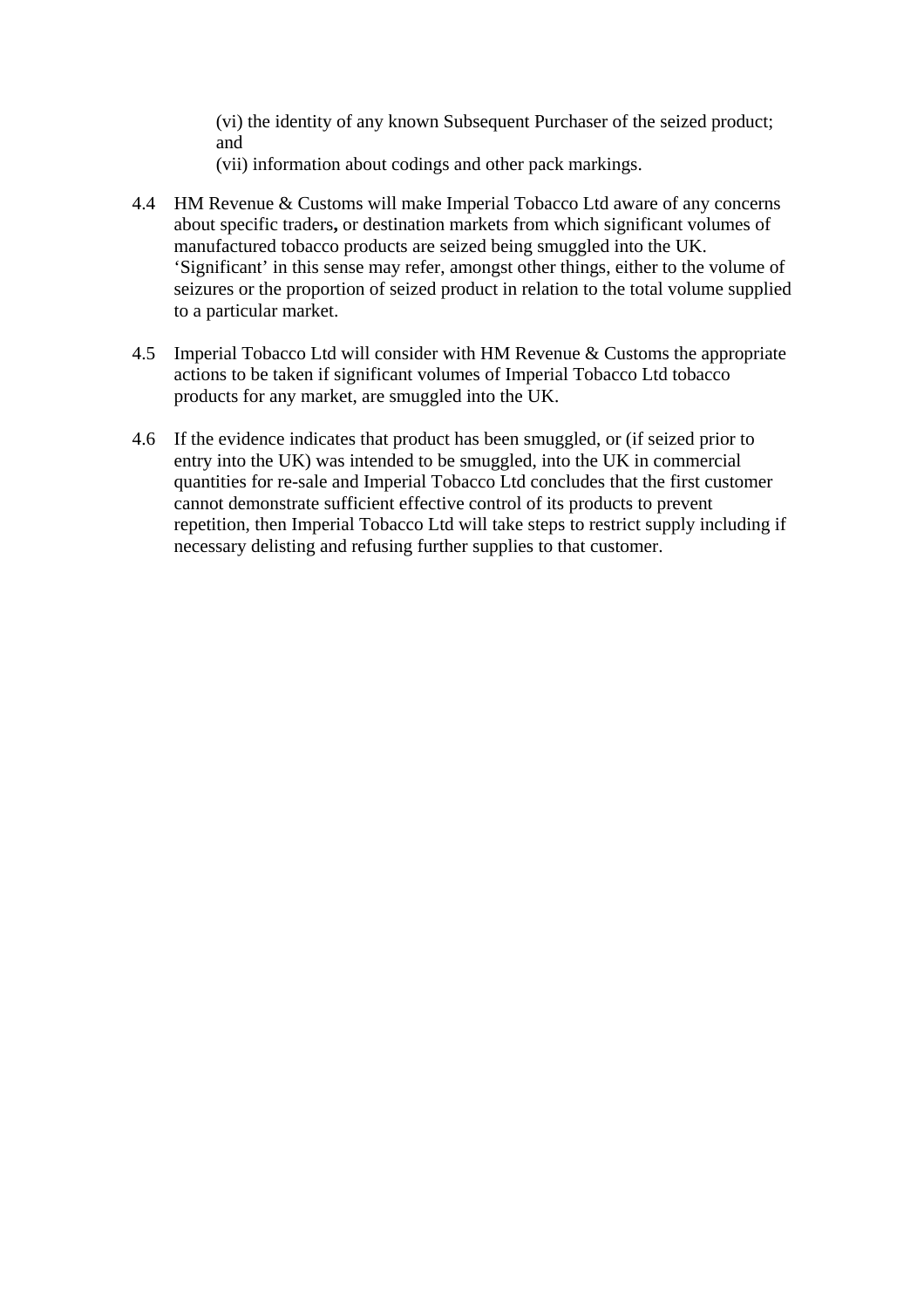(vi) the identity of any known Subsequent Purchaser of the seized product; and

(vii) information about codings and other pack markings.

4.4 HM Revenue & Customs will make Imperial Tobacco Ltd aware of any concerns about specific traders**,** or destination markets from which significant volumes of manufactured tobacco products are seized being smuggled into the UK. 'Significant' in this sense may refer, amongst other things, either to the volume of seizures or the proportion of seized product in relation to the total volume supplied to a particular market.

4.5 Imperial Tobacco Ltd will consider with HM Revenue & Customs the appropriate actions to be taken if significant volumes of Imperial Tobacco Ltd tobacco products for any market, are smuggled into the UK.

4.6 If the evidence indicates that product has been smuggled, or (if seized prior to entry into the UK) was intended to be smuggled, into the UK in commercial quantities for re-sale and Imperial Tobacco Ltd concludes that the first customer cannot demonstrate sufficient effective control of its products to prevent repetition, then Imperial Tobacco Ltd will take steps to restrict supply including if necessary delisting and refusing further supplies to that customer.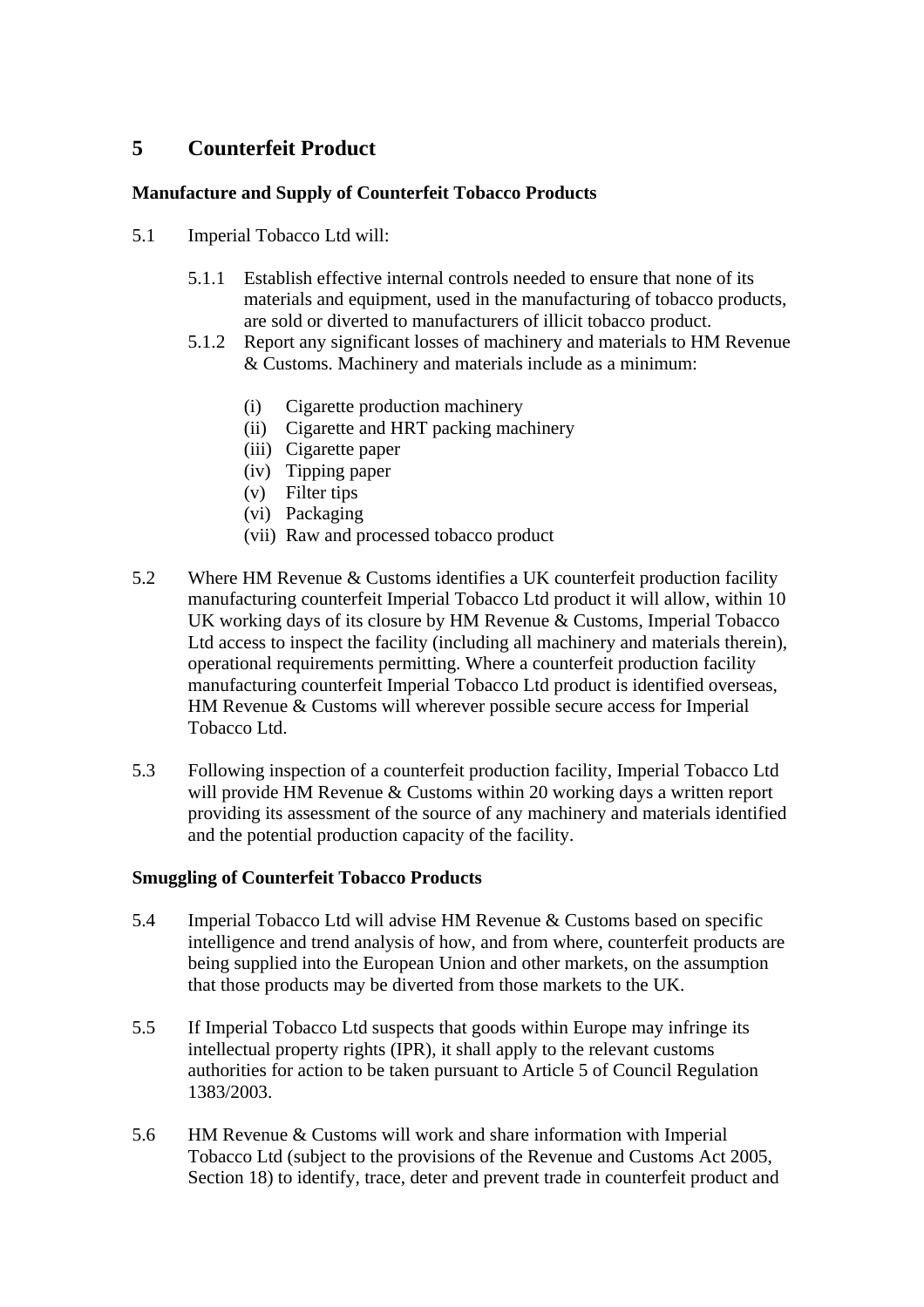## 5 Counterfeit Product

### Manufacture and Supply of Counterfeit Tobacco Products

5.1 Imperial Tobacco Ltd will:

5.1.1 Establish effective internal controls needed to ensure that none of its materials and equipment, used in the manufacturing of tobacco products, are sold or diverted to manufacturers of illicit tobacco product.

5.1.2 Report any significant losses of machinery and materials to HM Revenue & Customs. Machinery and materials include as a minimum:

(i) Cigarette production machinery
(ii) Cigarette and HRT packing machinery
(iii) Cigarette paper
(iv) Tipping paper
(v) Filter tips
(vi) Packaging
(vii) Raw and processed tobacco product

5.2 Where HM Revenue & Customs identifies a UK counterfeit production facility manufacturing counterfeit Imperial Tobacco Ltd product it will allow, within 10 UK working days of its closure by HM Revenue & Customs, Imperial Tobacco Ltd access to inspect the facility (including all machinery and materials therein), operational requirements permitting. Where a counterfeit production facility manufacturing counterfeit Imperial Tobacco Ltd product is identified overseas, HM Revenue & Customs will wherever possible secure access for Imperial Tobacco Ltd.

5.3 Following inspection of a counterfeit production facility, Imperial Tobacco Ltd will provide HM Revenue & Customs within 20 working days a written report providing its assessment of the source of any machinery and materials identified and the potential production capacity of the facility.

### Smuggling of Counterfeit Tobacco Products

5.4 Imperial Tobacco Ltd will advise HM Revenue & Customs based on specific intelligence and trend analysis of how, and from where, counterfeit products are being supplied into the European Union and other markets, on the assumption that those products may be diverted from those markets to the UK.

5.5 If Imperial Tobacco Ltd suspects that goods within Europe may infringe its intellectual property rights (IPR), it shall apply to the relevant customs authorities for action to be taken pursuant to Article 5 of Council Regulation 1383/2003.

5.6 HM Revenue & Customs will work and share information with Imperial Tobacco Ltd (subject to the provisions of the Revenue and Customs Act 2005, Section 18) to identify, trace, deter and prevent trade in counterfeit product and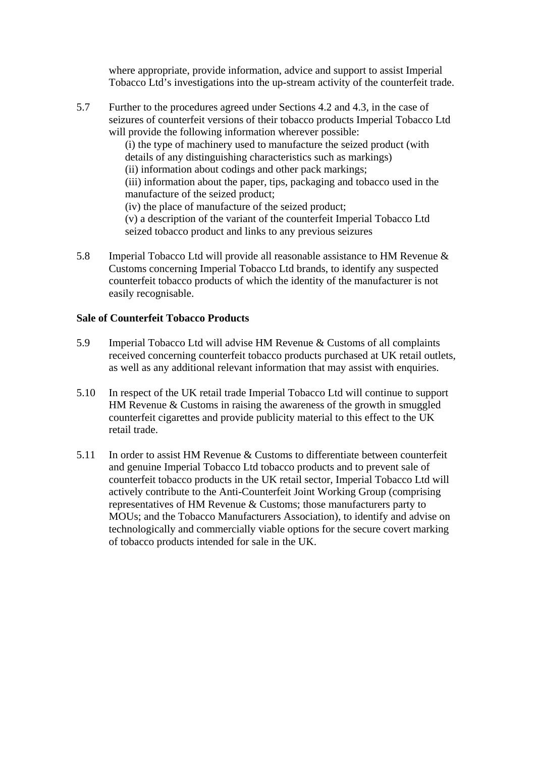where appropriate, provide information, advice and support to assist Imperial Tobacco Ltd's investigations into the up-stream activity of the counterfeit trade.

5.7 Further to the procedures agreed under Sections 4.2 and 4.3, in the case of seizures of counterfeit versions of their tobacco products Imperial Tobacco Ltd will provide the following information wherever possible:

(i) the type of machinery used to manufacture the seized product (with details of any distinguishing characteristics such as markings)
(ii) information about codings and other pack markings;
(iii) information about the paper, tips, packaging and tobacco used in the manufacture of the seized product;
(iv) the place of manufacture of the seized product;
(v) a description of the variant of the counterfeit Imperial Tobacco Ltd seized tobacco product and links to any previous seizures

5.8 Imperial Tobacco Ltd will provide all reasonable assistance to HM Revenue & Customs concerning Imperial Tobacco Ltd brands, to identify any suspected counterfeit tobacco products of which the identity of the manufacturer is not easily recognisable.

**Sale of Counterfeit Tobacco Products**

5.9 Imperial Tobacco Ltd will advise HM Revenue & Customs of all complaints received concerning counterfeit tobacco products purchased at UK retail outlets, as well as any additional relevant information that may assist with enquiries.

5.10 In respect of the UK retail trade Imperial Tobacco Ltd will continue to support HM Revenue & Customs in raising the awareness of the growth in smuggled counterfeit cigarettes and provide publicity material to this effect to the UK retail trade.

5.11 In order to assist HM Revenue & Customs to differentiate between counterfeit and genuine Imperial Tobacco Ltd tobacco products and to prevent sale of counterfeit tobacco products in the UK retail sector, Imperial Tobacco Ltd will actively contribute to the Anti-Counterfeit Joint Working Group (comprising representatives of HM Revenue & Customs; those manufacturers party to MOUs; and the Tobacco Manufacturers Association), to identify and advise on technologically and commercially viable options for the secure covert marking of tobacco products intended for sale in the UK.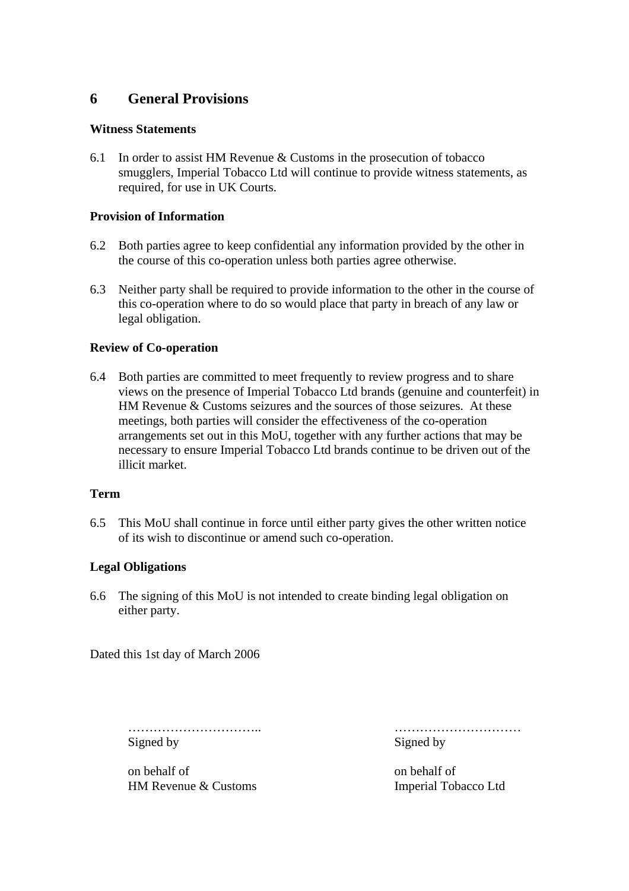## 6 General Provisions

**Witness Statements**

6.1 In order to assist HM Revenue & Customs in the prosecution of tobacco smugglers, Imperial Tobacco Ltd will continue to provide witness statements, as required, for use in UK Courts.

**Provision of Information**

6.2 Both parties agree to keep confidential any information provided by the other in the course of this co-operation unless both parties agree otherwise.

6.3 Neither party shall be required to provide information to the other in the course of this co-operation where to do so would place that party in breach of any law or legal obligation.

**Review of Co-operation**

6.4 Both parties are committed to meet frequently to review progress and to share views on the presence of Imperial Tobacco Ltd brands (genuine and counterfeit) in HM Revenue & Customs seizures and the sources of those seizures. At these meetings, both parties will consider the effectiveness of the co-operation arrangements set out in this MoU, together with any further actions that may be necessary to ensure Imperial Tobacco Ltd brands continue to be driven out of the illicit market.

**Term**

6.5 This MoU shall continue in force until either party gives the other written notice of its wish to discontinue or amend such co-operation.

**Legal Obligations**

6.6 The signing of this MoU is not intended to create binding legal obligation on either party.

Dated this 1st day of March 2006

| | |
|---|---|
| ………………………….. | ………………………… |
| Signed by | Signed by |
| on behalf of | on behalf of |
| HM Revenue & Customs | Imperial Tobacco Ltd |